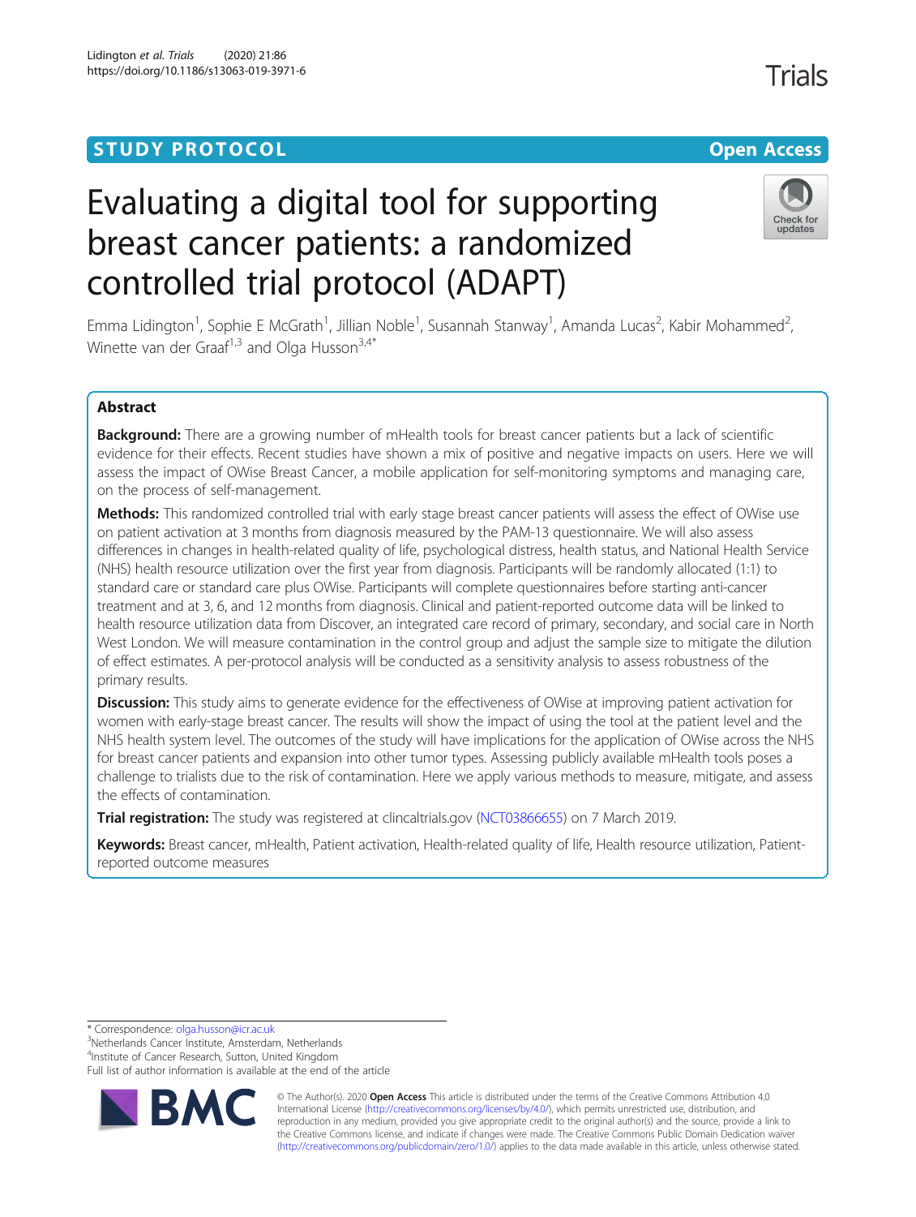STUDY PROTOCOL

Open Access

# Evaluating a digital tool for supporting breast cancer patients: a randomized controlled trial protocol (ADAPT)

Emma Lidington[1], Sophie E McGrath[1], Jillian Noble[1], Susannah Stanway[1], Amanda Lucas[2], Kabir Mohammed[2], Winette van der Graaf[1,3] and Olga Husson[3,4*]

## Abstract

**Background:** There are a growing number of mHealth tools for breast cancer patients but a lack of scientific evidence for their effects. Recent studies have shown a mix of positive and negative impacts on users. Here we will assess the impact of OWise Breast Cancer, a mobile application for self-monitoring symptoms and managing care, on the process of self-management.

**Methods:** This randomized controlled trial with early stage breast cancer patients will assess the effect of OWise use on patient activation at 3 months from diagnosis measured by the PAM-13 questionnaire. We will also assess differences in changes in health-related quality of life, psychological distress, health status, and National Health Service (NHS) health resource utilization over the first year from diagnosis. Participants will be randomly allocated (1:1) to standard care or standard care plus OWise. Participants will complete questionnaires before starting anti-cancer treatment and at 3, 6, and 12 months from diagnosis. Clinical and patient-reported outcome data will be linked to health resource utilization data from Discover, an integrated care record of primary, secondary, and social care in North West London. We will measure contamination in the control group and adjust the sample size to mitigate the dilution of effect estimates. A per-protocol analysis will be conducted as a sensitivity analysis to assess robustness of the primary results.

**Discussion:** This study aims to generate evidence for the effectiveness of OWise at improving patient activation for women with early-stage breast cancer. The results will show the impact of using the tool at the patient level and the NHS health system level. The outcomes of the study will have implications for the application of OWise across the NHS for breast cancer patients and expansion into other tumor types. Assessing publicly available mHealth tools poses a challenge to trialists due to the risk of contamination. Here we apply various methods to measure, mitigate, and assess the effects of contamination.

**Trial registration:** The study was registered at clincaltrials.gov (NCT03866655) on 7 March 2019.

**Keywords:** Breast cancer, mHealth, Patient activation, Health-related quality of life, Health resource utilization, Patient-reported outcome measures

---

* Correspondence: olga.husson@icr.ac.uk
[3]Netherlands Cancer Institute, Amsterdam, Netherlands
[4]Institute of Cancer Research, Sutton, United Kingdom
Full list of author information is available at the end of the article

© The Author(s). 2020 **Open Access** This article is distributed under the terms of the Creative Commons Attribution 4.0 International License (http://creativecommons.org/licenses/by/4.0/), which permits unrestricted use, distribution, and reproduction in any medium, provided you give appropriate credit to the original author(s) and the source, provide a link to the Creative Commons license, and indicate if changes were made. The Creative Commons Public Domain Dedication waiver (http://creativecommons.org/publicdomain/zero/1.0/) applies to the data made available in this article, unless otherwise stated.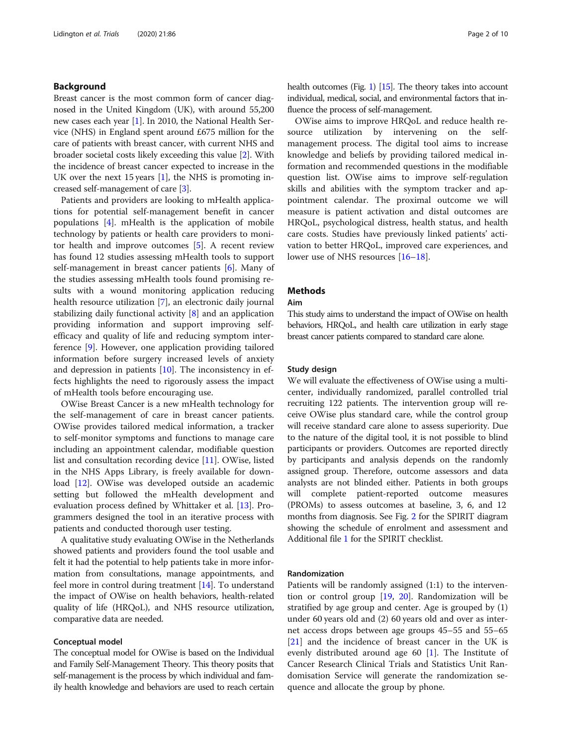## Background

Breast cancer is the most common form of cancer diagnosed in the United Kingdom (UK), with around 55,200 new cases each year [1]. In 2010, the National Health Service (NHS) in England spent around £675 million for the care of patients with breast cancer, with current NHS and broader societal costs likely exceeding this value [2]. With the incidence of breast cancer expected to increase in the UK over the next 15 years [1], the NHS is promoting increased self-management of care [3].

Patients and providers are looking to mHealth applications for potential self-management benefit in cancer populations [4]. mHealth is the application of mobile technology by patients or health care providers to monitor health and improve outcomes [5]. A recent review has found 12 studies assessing mHealth tools to support self-management in breast cancer patients [6]. Many of the studies assessing mHealth tools found promising results with a wound monitoring application reducing health resource utilization [7], an electronic daily journal stabilizing daily functional activity [8] and an application providing information and support improving self-efficacy and quality of life and reducing symptom interference [9]. However, one application providing tailored information before surgery increased levels of anxiety and depression in patients [10]. The inconsistency in effects highlights the need to rigorously assess the impact of mHealth tools before encouraging use.

OWise Breast Cancer is a new mHealth technology for the self-management of care in breast cancer patients. OWise provides tailored medical information, a tracker to self-monitor symptoms and functions to manage care including an appointment calendar, modifiable question list and consultation recording device [11]. OWise, listed in the NHS Apps Library, is freely available for download [12]. OWise was developed outside an academic setting but followed the mHealth development and evaluation process defined by Whittaker et al. [13]. Programmers designed the tool in an iterative process with patients and conducted thorough user testing.

A qualitative study evaluating OWise in the Netherlands showed patients and providers found the tool usable and felt it had the potential to help patients take in more information from consultations, manage appointments, and feel more in control during treatment [14]. To understand the impact of OWise on health behaviors, health-related quality of life (HRQoL), and NHS resource utilization, comparative data are needed.

### Conceptual model

The conceptual model for OWise is based on the Individual and Family Self-Management Theory. This theory posits that self-management is the process by which individual and family health knowledge and behaviors are used to reach certain health outcomes (Fig. 1) [15]. The theory takes into account individual, medical, social, and environmental factors that influence the process of self-management.

OWise aims to improve HRQoL and reduce health resource utilization by intervening on the self-management process. The digital tool aims to increase knowledge and beliefs by providing tailored medical information and recommended questions in the modifiable question list. OWise aims to improve self-regulation skills and abilities with the symptom tracker and appointment calendar. The proximal outcome we will measure is patient activation and distal outcomes are HRQoL, psychological distress, health status, and health care costs. Studies have previously linked patients' activation to better HRQoL, improved care experiences, and lower use of NHS resources [16–18].

## Methods

### Aim

This study aims to understand the impact of OWise on health behaviors, HRQoL, and health care utilization in early stage breast cancer patients compared to standard care alone.

### Study design

We will evaluate the effectiveness of OWise using a multicenter, individually randomized, parallel controlled trial recruiting 122 patients. The intervention group will receive OWise plus standard care, while the control group will receive standard care alone to assess superiority. Due to the nature of the digital tool, it is not possible to blind participants or providers. Outcomes are reported directly by participants and analysis depends on the randomly assigned group. Therefore, outcome assessors and data analysts are not blinded either. Patients in both groups will complete patient-reported outcome measures (PROMs) to assess outcomes at baseline, 3, 6, and 12 months from diagnosis. See Fig. 2 for the SPIRIT diagram showing the schedule of enrolment and assessment and Additional file 1 for the SPIRIT checklist.

### Randomization

Patients will be randomly assigned (1:1) to the intervention or control group [19, 20]. Randomization will be stratified by age group and center. Age is grouped by (1) under 60 years old and (2) 60 years old and over as internet access drops between age groups 45–55 and 55–65 [21] and the incidence of breast cancer in the UK is evenly distributed around age 60 [1]. The Institute of Cancer Research Clinical Trials and Statistics Unit Randomisation Service will generate the randomization sequence and allocate the group by phone.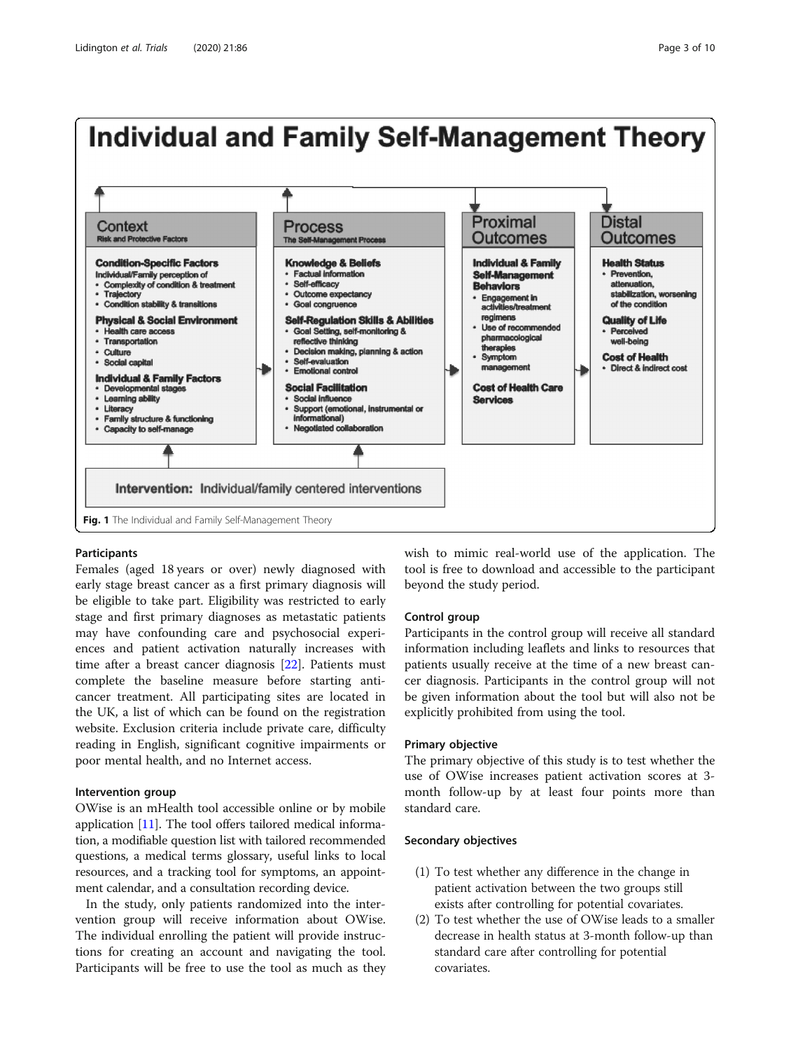# Individual and Family Self-Management Theory

**Context**
Risk and Protective Factors

**Condition-Specific Factors**
Individual/Family perception of
- Complexity of condition & treatment
- Trajectory
- Condition stability & transitions

**Physical & Social Environment**
- Health care access
- Transportation
- Culture
- Social capital

**Individual & Family Factors**
- Developmental stages
- Learning ability
- Literacy
- Family structure & functioning
- Capacity to self-manage

**Process**
The Self-Management Process

**Knowledge & Beliefs**
- Factual information
- Self-efficacy
- Outcome expectancy
- Goal congruence

**Self-Regulation Skills & Abilities**
- Goal Setting, self-monitoring & reflective thinking
- Decision making, planning & action
- Self-evaluation
- Emotional control

**Social Facilitation**
- Social influence
- Support (emotional, instrumental or informational)
- Negotiated collaboration

**Proximal Outcomes**

**Individual & Family Self-Management Behaviors**
- Engagement in activities/treatment regimens
- Use of recommended pharmacological therapies
- Symptom management

**Cost of Health Care Services**

**Distal Outcomes**

**Health Status**
- Prevention, attenuation, stabilization, worsening of the condition

**Quality of Life**
- Perceived well-being

**Cost of Health**
- Direct & indirect cost

**Intervention:** Individual/family centered interventions

**Fig. 1** The Individual and Family Self-Management Theory

## Participants

Females (aged 18 years or over) newly diagnosed with early stage breast cancer as a first primary diagnosis will be eligible to take part. Eligibility was restricted to early stage and first primary diagnoses as metastatic patients may have confounding care and psychosocial experiences and patient activation naturally increases with time after a breast cancer diagnosis [22]. Patients must complete the baseline measure before starting anticancer treatment. All participating sites are located in the UK, a list of which can be found on the registration website. Exclusion criteria include private care, difficulty reading in English, significant cognitive impairments or poor mental health, and no Internet access.

## Intervention group

OWise is an mHealth tool accessible online or by mobile application [11]. The tool offers tailored medical information, a modifiable question list with tailored recommended questions, a medical terms glossary, useful links to local resources, and a tracking tool for symptoms, an appointment calendar, and a consultation recording device.

In the study, only patients randomized into the intervention group will receive information about OWise. The individual enrolling the patient will provide instructions for creating an account and navigating the tool. Participants will be free to use the tool as much as they wish to mimic real-world use of the application. The tool is free to download and accessible to the participant beyond the study period.

## Control group

Participants in the control group will receive all standard information including leaflets and links to resources that patients usually receive at the time of a new breast cancer diagnosis. Participants in the control group will not be given information about the tool but will also not be explicitly prohibited from using the tool.

## Primary objective

The primary objective of this study is to test whether the use of OWise increases patient activation scores at 3-month follow-up by at least four points more than standard care.

## Secondary objectives

(1) To test whether any difference in the change in patient activation between the two groups still exists after controlling for potential covariates.
(2) To test whether the use of OWise leads to a smaller decrease in health status at 3-month follow-up than standard care after controlling for potential covariates.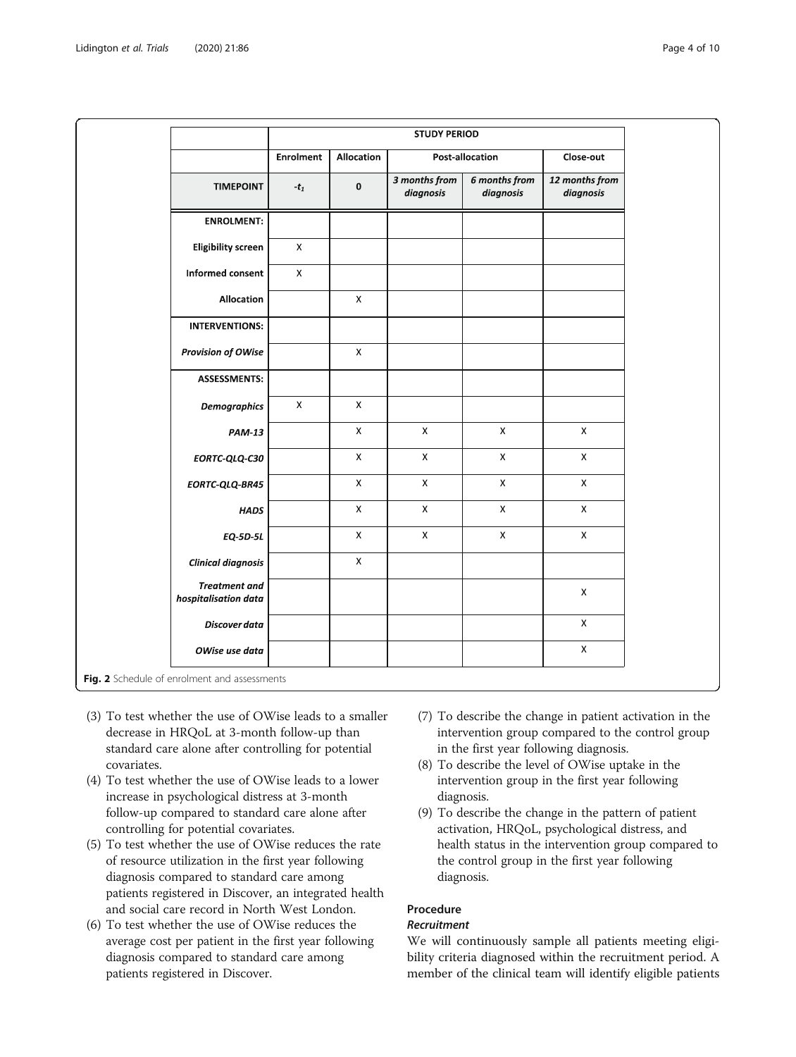|  | STUDY PERIOD | | | | |
|---|---|---|---|---|---|
|  | Enrolment | Allocation | Post-allocation | | Close-out |
| TIMEPOINT | $-t_1$ | 0 | *3 months from diagnosis* | *6 months from diagnosis* | *12 months from diagnosis* |
| **ENROLMENT:** |  |  |  |  |  |
| **Eligibility screen** | X |  |  |  |  |
| **Informed consent** | X |  |  |  |  |
| **Allocation** |  | X |  |  |  |
| **INTERVENTIONS:** |  |  |  |  |  |
| ***Provision of OWise*** |  | X |  |  |  |
| **ASSESSMENTS:** |  |  |  |  |  |
| ***Demographics*** | X | X |  |  |  |
| ***PAM-13*** |  | X | X | X | X |
| ***EORTC-QLQ-C30*** |  | X | X | X | X |
| ***EORTC-QLQ-BR45*** |  | X | X | X | X |
| ***HADS*** |  | X | X | X | X |
| ***EQ-5D-5L*** |  | X | X | X | X |
| ***Clinical diagnosis*** |  | X |  |  |  |
| ***Treatment and hospitalisation data*** |  |  |  |  | X |
| ***Discover data*** |  |  |  |  | X |
| ***OWise use data*** |  |  |  |  | X |

**Fig. 2** Schedule of enrolment and assessments

(3) To test whether the use of OWise leads to a smaller decrease in HRQoL at 3-month follow-up than standard care alone after controlling for potential covariates.
(4) To test whether the use of OWise leads to a lower increase in psychological distress at 3-month follow-up compared to standard care alone after controlling for potential covariates.
(5) To test whether the use of OWise reduces the rate of resource utilization in the first year following diagnosis compared to standard care among patients registered in Discover, an integrated health and social care record in North West London.
(6) To test whether the use of OWise reduces the average cost per patient in the first year following diagnosis compared to standard care among patients registered in Discover.
(7) To describe the change in patient activation in the intervention group compared to the control group in the first year following diagnosis.
(8) To describe the level of OWise uptake in the intervention group in the first year following diagnosis.
(9) To describe the change in the pattern of patient activation, HRQoL, psychological distress, and health status in the intervention group compared to the control group in the first year following diagnosis.

## Procedure

### Recruitment

We will continuously sample all patients meeting eligibility criteria diagnosed within the recruitment period. A member of the clinical team will identify eligible patients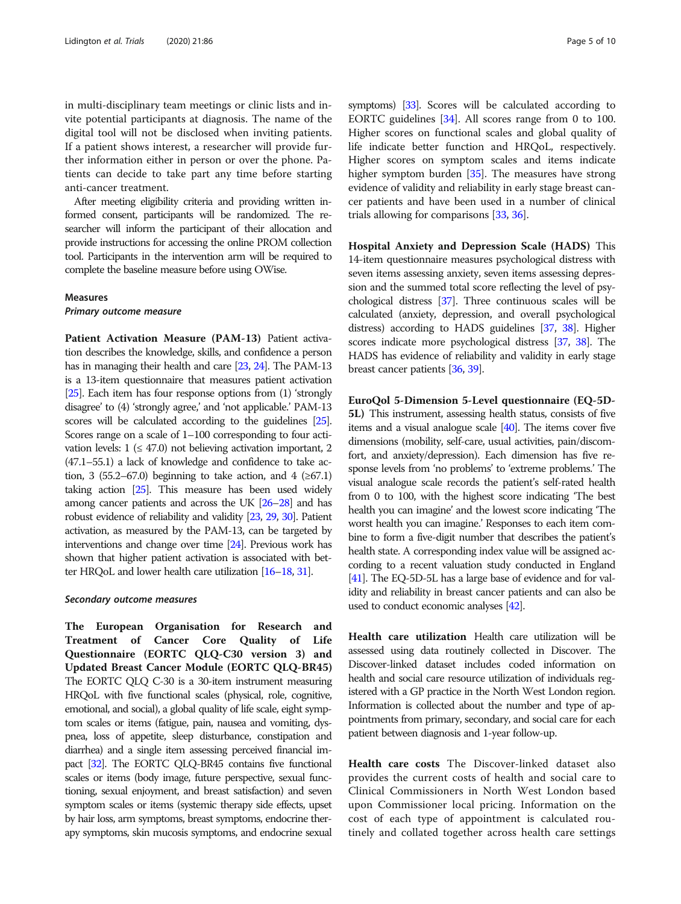in multi-disciplinary team meetings or clinic lists and invite potential participants at diagnosis. The name of the digital tool will not be disclosed when inviting patients. If a patient shows interest, a researcher will provide further information either in person or over the phone. Patients can decide to take part any time before starting anti-cancer treatment.

After meeting eligibility criteria and providing written informed consent, participants will be randomized. The researcher will inform the participant of their allocation and provide instructions for accessing the online PROM collection tool. Participants in the intervention arm will be required to complete the baseline measure before using OWise.

### Measures

#### *Primary outcome measure*

**Patient Activation Measure (PAM-13)** Patient activation describes the knowledge, skills, and confidence a person has in managing their health and care [23, 24]. The PAM-13 is a 13-item questionnaire that measures patient activation [25]. Each item has four response options from (1) 'strongly disagree' to (4) 'strongly agree,' and 'not applicable.' PAM-13 scores will be calculated according to the guidelines [25]. Scores range on a scale of 1–100 corresponding to four activation levels: 1 (≤ 47.0) not believing activation important, 2 (47.1–55.1) a lack of knowledge and confidence to take action, 3 (55.2–67.0) beginning to take action, and 4 (≥67.1) taking action [25]. This measure has been used widely among cancer patients and across the UK [26–28] and has robust evidence of reliability and validity [23, 29, 30]. Patient activation, as measured by the PAM-13, can be targeted by interventions and change over time [24]. Previous work has shown that higher patient activation is associated with better HRQoL and lower health care utilization [16–18, 31].

#### *Secondary outcome measures*

**The European Organisation for Research and Treatment of Cancer Core Quality of Life Questionnaire (EORTC QLQ-C30 version 3) and Updated Breast Cancer Module (EORTC QLQ-BR45)** The EORTC QLQ C-30 is a 30-item instrument measuring HRQoL with five functional scales (physical, role, cognitive, emotional, and social), a global quality of life scale, eight symptom scales or items (fatigue, pain, nausea and vomiting, dyspnea, loss of appetite, sleep disturbance, constipation and diarrhea) and a single item assessing perceived financial impact [32]. The EORTC QLQ-BR45 contains five functional scales or items (body image, future perspective, sexual functioning, sexual enjoyment, and breast satisfaction) and seven symptom scales or items (systemic therapy side effects, upset by hair loss, arm symptoms, breast symptoms, endocrine therapy symptoms, skin mucosis symptoms, and endocrine sexual symptoms) [33]. Scores will be calculated according to EORTC guidelines [34]. All scores range from 0 to 100. Higher scores on functional scales and global quality of life indicate better function and HRQoL, respectively. Higher scores on symptom scales and items indicate higher symptom burden [35]. The measures have strong evidence of validity and reliability in early stage breast cancer patients and have been used in a number of clinical trials allowing for comparisons [33, 36].

**Hospital Anxiety and Depression Scale (HADS)** This 14-item questionnaire measures psychological distress with seven items assessing anxiety, seven items assessing depression and the summed total score reflecting the level of psychological distress [37]. Three continuous scales will be calculated (anxiety, depression, and overall psychological distress) according to HADS guidelines [37, 38]. Higher scores indicate more psychological distress [37, 38]. The HADS has evidence of reliability and validity in early stage breast cancer patients [36, 39].

**EuroQol 5-Dimension 5-Level questionnaire (EQ-5D-5L)** This instrument, assessing health status, consists of five items and a visual analogue scale [40]. The items cover five dimensions (mobility, self-care, usual activities, pain/discomfort, and anxiety/depression). Each dimension has five response levels from 'no problems' to 'extreme problems.' The visual analogue scale records the patient's self-rated health from 0 to 100, with the highest score indicating 'The best health you can imagine' and the lowest score indicating 'The worst health you can imagine.' Responses to each item combine to form a five-digit number that describes the patient's health state. A corresponding index value will be assigned according to a recent valuation study conducted in England [41]. The EQ-5D-5L has a large base of evidence and for validity and reliability in breast cancer patients and can also be used to conduct economic analyses [42].

**Health care utilization** Health care utilization will be assessed using data routinely collected in Discover. The Discover-linked dataset includes coded information on health and social care resource utilization of individuals registered with a GP practice in the North West London region. Information is collected about the number and type of appointments from primary, secondary, and social care for each patient between diagnosis and 1-year follow-up.

**Health care costs** The Discover-linked dataset also provides the current costs of health and social care to Clinical Commissioners in North West London based upon Commissioner local pricing. Information on the cost of each type of appointment is calculated routinely and collated together across health care settings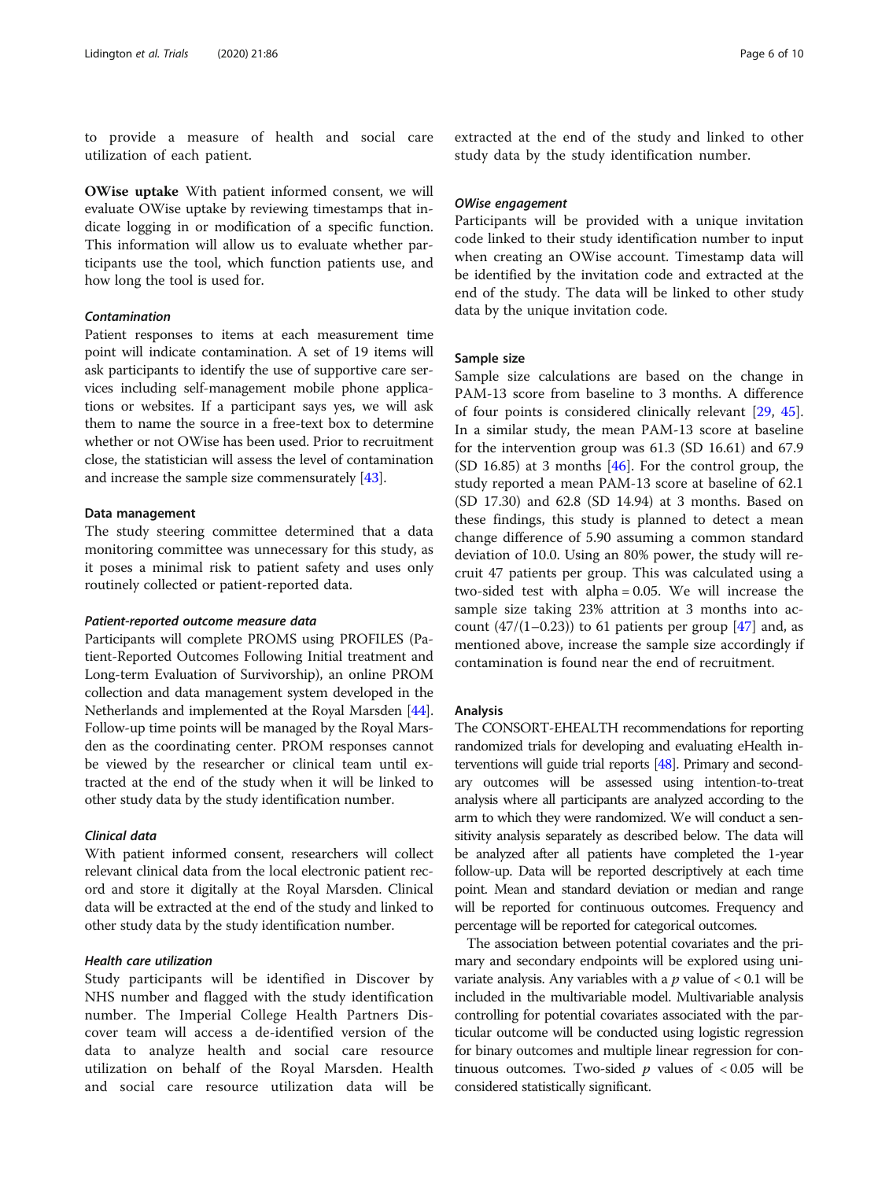to provide a measure of health and social care utilization of each patient.

**OWise uptake** With patient informed consent, we will evaluate OWise uptake by reviewing timestamps that indicate logging in or modification of a specific function. This information will allow us to evaluate whether participants use the tool, which function patients use, and how long the tool is used for.

#### *Contamination*

Patient responses to items at each measurement time point will indicate contamination. A set of 19 items will ask participants to identify the use of supportive care services including self-management mobile phone applications or websites. If a participant says yes, we will ask them to name the source in a free-text box to determine whether or not OWise has been used. Prior to recruitment close, the statistician will assess the level of contamination and increase the sample size commensurately [43].

### Data management

The study steering committee determined that a data monitoring committee was unnecessary for this study, as it poses a minimal risk to patient safety and uses only routinely collected or patient-reported data.

#### *Patient-reported outcome measure data*

Participants will complete PROMS using PROFILES (Patient-Reported Outcomes Following Initial treatment and Long-term Evaluation of Survivorship), an online PROM collection and data management system developed in the Netherlands and implemented at the Royal Marsden [44]. Follow-up time points will be managed by the Royal Marsden as the coordinating center. PROM responses cannot be viewed by the researcher or clinical team until extracted at the end of the study when it will be linked to other study data by the study identification number.

#### *Clinical data*

With patient informed consent, researchers will collect relevant clinical data from the local electronic patient record and store it digitally at the Royal Marsden. Clinical data will be extracted at the end of the study and linked to other study data by the study identification number.

#### *Health care utilization*

Study participants will be identified in Discover by NHS number and flagged with the study identification number. The Imperial College Health Partners Discover team will access a de-identified version of the data to analyze health and social care resource utilization on behalf of the Royal Marsden. Health and social care resource utilization data will be extracted at the end of the study and linked to other study data by the study identification number.

#### *OWise engagement*

Participants will be provided with a unique invitation code linked to their study identification number to input when creating an OWise account. Timestamp data will be identified by the invitation code and extracted at the end of the study. The data will be linked to other study data by the unique invitation code.

### Sample size

Sample size calculations are based on the change in PAM-13 score from baseline to 3 months. A difference of four points is considered clinically relevant [29, 45]. In a similar study, the mean PAM-13 score at baseline for the intervention group was 61.3 (SD 16.61) and 67.9 (SD 16.85) at 3 months [46]. For the control group, the study reported a mean PAM-13 score at baseline of 62.1 (SD 17.30) and 62.8 (SD 14.94) at 3 months. Based on these findings, this study is planned to detect a mean change difference of 5.90 assuming a common standard deviation of 10.0. Using an 80% power, the study will recruit 47 patients per group. This was calculated using a two-sided test with alpha = 0.05. We will increase the sample size taking 23% attrition at 3 months into account $(47/(1-0.23))$ to 61 patients per group [47] and, as mentioned above, increase the sample size accordingly if contamination is found near the end of recruitment.

### Analysis

The CONSORT-EHEALTH recommendations for reporting randomized trials for developing and evaluating eHealth interventions will guide trial reports [48]. Primary and secondary outcomes will be assessed using intention-to-treat analysis where all participants are analyzed according to the arm to which they were randomized. We will conduct a sensitivity analysis separately as described below. The data will be analyzed after all patients have completed the 1-year follow-up. Data will be reported descriptively at each time point. Mean and standard deviation or median and range will be reported for continuous outcomes. Frequency and percentage will be reported for categorical outcomes.

The association between potential covariates and the primary and secondary endpoints will be explored using univariate analysis. Any variables with a $p$ value of $< 0.1$ will be included in the multivariable model. Multivariable analysis controlling for potential covariates associated with the particular outcome will be conducted using logistic regression for binary outcomes and multiple linear regression for continuous outcomes. Two-sided $p$ values of $< 0.05$ will be considered statistically significant.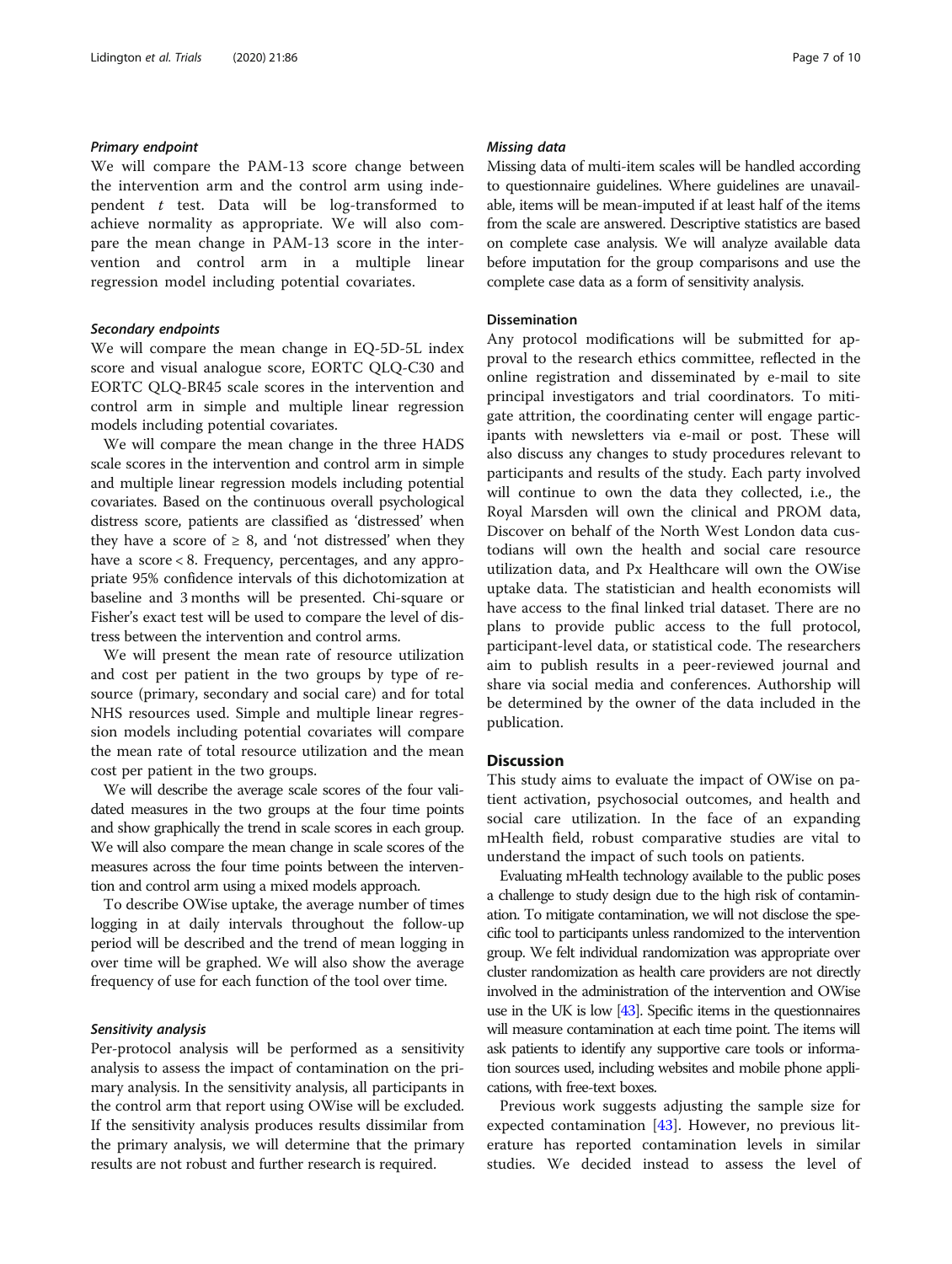#### *Primary endpoint*

We will compare the PAM-13 score change between the intervention arm and the control arm using independent *t* test. Data will be log-transformed to achieve normality as appropriate. We will also compare the mean change in PAM-13 score in the intervention and control arm in a multiple linear regression model including potential covariates.

#### *Secondary endpoints*

We will compare the mean change in EQ-5D-5L index score and visual analogue score, EORTC QLQ-C30 and EORTC QLQ-BR45 scale scores in the intervention and control arm in simple and multiple linear regression models including potential covariates.

We will compare the mean change in the three HADS scale scores in the intervention and control arm in simple and multiple linear regression models including potential covariates. Based on the continuous overall psychological distress score, patients are classified as 'distressed' when they have a score of $\geq$ 8, and 'not distressed' when they have a score < 8. Frequency, percentages, and any appropriate 95% confidence intervals of this dichotomization at baseline and 3 months will be presented. Chi-square or Fisher's exact test will be used to compare the level of distress between the intervention and control arms.

We will present the mean rate of resource utilization and cost per patient in the two groups by type of resource (primary, secondary and social care) and for total NHS resources used. Simple and multiple linear regression models including potential covariates will compare the mean rate of total resource utilization and the mean cost per patient in the two groups.

We will describe the average scale scores of the four validated measures in the two groups at the four time points and show graphically the trend in scale scores in each group. We will also compare the mean change in scale scores of the measures across the four time points between the intervention and control arm using a mixed models approach.

To describe OWise uptake, the average number of times logging in at daily intervals throughout the follow-up period will be described and the trend of mean logging in over time will be graphed. We will also show the average frequency of use for each function of the tool over time.

#### *Sensitivity analysis*

Per-protocol analysis will be performed as a sensitivity analysis to assess the impact of contamination on the primary analysis. In the sensitivity analysis, all participants in the control arm that report using OWise will be excluded. If the sensitivity analysis produces results dissimilar from the primary analysis, we will determine that the primary results are not robust and further research is required.

#### *Missing data*

Missing data of multi-item scales will be handled according to questionnaire guidelines. Where guidelines are unavailable, items will be mean-imputed if at least half of the items from the scale are answered. Descriptive statistics are based on complete case analysis. We will analyze available data before imputation for the group comparisons and use the complete case data as a form of sensitivity analysis.

### Dissemination

Any protocol modifications will be submitted for approval to the research ethics committee, reflected in the online registration and disseminated by e-mail to site principal investigators and trial coordinators. To mitigate attrition, the coordinating center will engage participants with newsletters via e-mail or post. These will also discuss any changes to study procedures relevant to participants and results of the study. Each party involved will continue to own the data they collected, i.e., the Royal Marsden will own the clinical and PROM data, Discover on behalf of the North West London data custodians will own the health and social care resource utilization data, and Px Healthcare will own the OWise uptake data. The statistician and health economists will have access to the final linked trial dataset. There are no plans to provide public access to the full protocol, participant-level data, or statistical code. The researchers aim to publish results in a peer-reviewed journal and share via social media and conferences. Authorship will be determined by the owner of the data included in the publication.

## Discussion

This study aims to evaluate the impact of OWise on patient activation, psychosocial outcomes, and health and social care utilization. In the face of an expanding mHealth field, robust comparative studies are vital to understand the impact of such tools on patients.

Evaluating mHealth technology available to the public poses a challenge to study design due to the high risk of contamination. To mitigate contamination, we will not disclose the specific tool to participants unless randomized to the intervention group. We felt individual randomization was appropriate over cluster randomization as health care providers are not directly involved in the administration of the intervention and OWise use in the UK is low [43]. Specific items in the questionnaires will measure contamination at each time point. The items will ask patients to identify any supportive care tools or information sources used, including websites and mobile phone applications, with free-text boxes.

Previous work suggests adjusting the sample size for expected contamination [43]. However, no previous literature has reported contamination levels in similar studies. We decided instead to assess the level of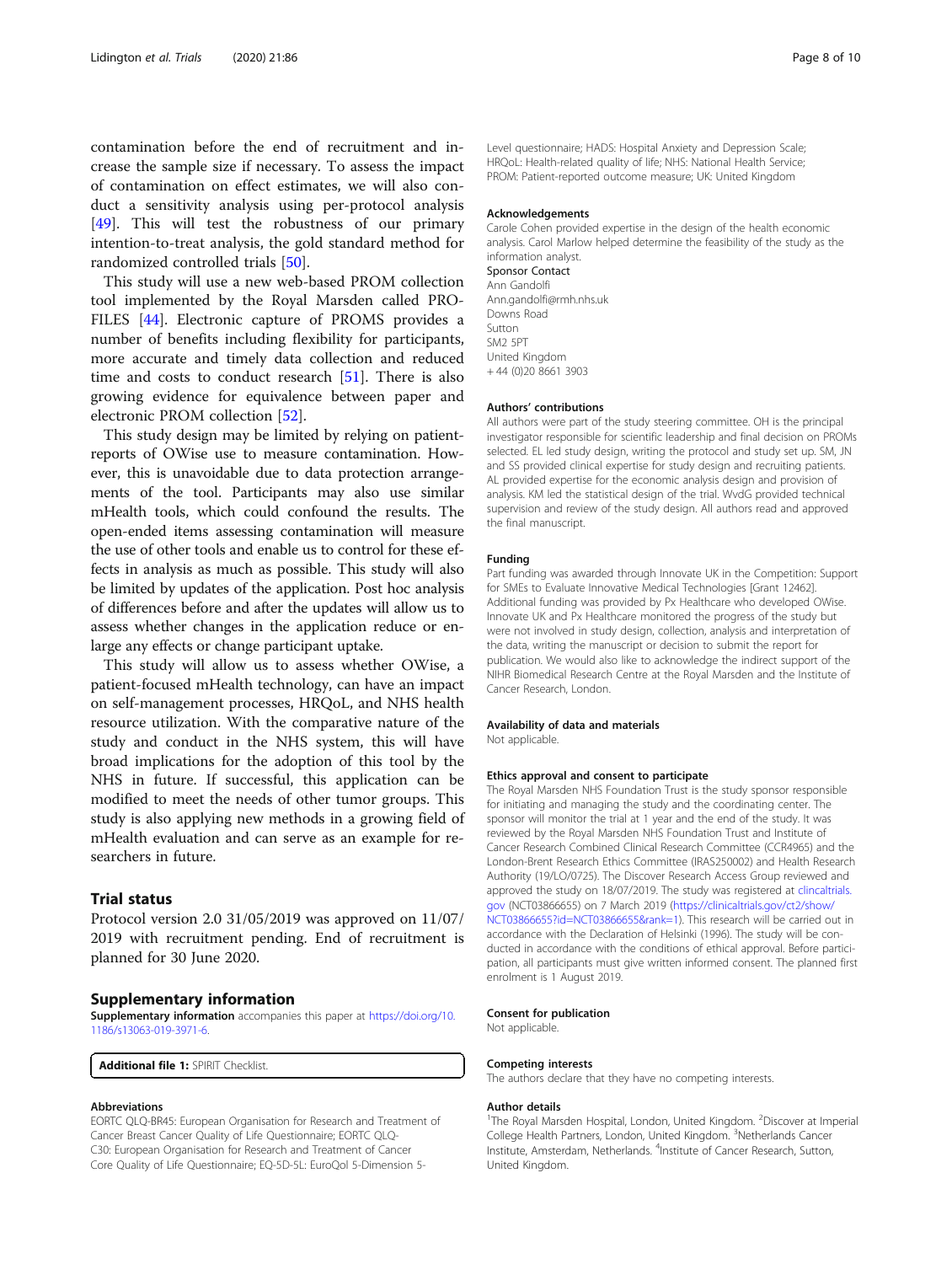contamination before the end of recruitment and increase the sample size if necessary. To assess the impact of contamination on effect estimates, we will also conduct a sensitivity analysis using per-protocol analysis [49]. This will test the robustness of our primary intention-to-treat analysis, the gold standard method for randomized controlled trials [50].

This study will use a new web-based PROM collection tool implemented by the Royal Marsden called PRO-FILES [44]. Electronic capture of PROMS provides a number of benefits including flexibility for participants, more accurate and timely data collection and reduced time and costs to conduct research [51]. There is also growing evidence for equivalence between paper and electronic PROM collection [52].

This study design may be limited by relying on patient-reports of OWise use to measure contamination. However, this is unavoidable due to data protection arrangements of the tool. Participants may also use similar mHealth tools, which could confound the results. The open-ended items assessing contamination will measure the use of other tools and enable us to control for these effects in analysis as much as possible. This study will also be limited by updates of the application. Post hoc analysis of differences before and after the updates will allow us to assess whether changes in the application reduce or enlarge any effects or change participant uptake.

This study will allow us to assess whether OWise, a patient-focused mHealth technology, can have an impact on self-management processes, HRQoL, and NHS health resource utilization. With the comparative nature of the study and conduct in the NHS system, this will have broad implications for the adoption of this tool by the NHS in future. If successful, this application can be modified to meet the needs of other tumor groups. This study is also applying new methods in a growing field of mHealth evaluation and can serve as an example for researchers in future.

## Trial status

Protocol version 2.0 31/05/2019 was approved on 11/07/2019 with recruitment pending. End of recruitment is planned for 30 June 2020.

## Supplementary information

**Supplementary information** accompanies this paper at https://doi.org/10.1186/s13063-019-3971-6.

**Additional file 1:** SPIRIT Checklist.

#### Abbreviations

EORTC QLQ-BR45: European Organisation for Research and Treatment of Cancer Breast Cancer Quality of Life Questionnaire; EORTC QLQ-C30: European Organisation for Research and Treatment of Cancer Core Quality of Life Questionnaire; EQ-5D-5L: EuroQol 5-Dimension 5-Level questionnaire; HADS: Hospital Anxiety and Depression Scale; HRQoL: Health-related quality of life; NHS: National Health Service; PROM: Patient-reported outcome measure; UK: United Kingdom

#### Acknowledgements

Carole Cohen provided expertise in the design of the health economic analysis. Carol Marlow helped determine the feasibility of the study as the information analyst.

Sponsor Contact
Ann Gandolfi
Ann.gandolfi@rmh.nhs.uk
Downs Road
Sutton
SM2 5PT
United Kingdom
+ 44 (0)20 8661 3903

#### Authors' contributions

All authors were part of the study steering committee. OH is the principal investigator responsible for scientific leadership and final decision on PROMs selected. EL led study design, writing the protocol and study set up. SM, JN and SS provided clinical expertise for study design and recruiting patients. AL provided expertise for the economic analysis design and provision of analysis. KM led the statistical design of the trial. WvdG provided technical supervision and review of the study design. All authors read and approved the final manuscript.

#### Funding

Part funding was awarded through Innovate UK in the Competition: Support for SMEs to Evaluate Innovative Medical Technologies [Grant 12462]. Additional funding was provided by Px Healthcare who developed OWise. Innovate UK and Px Healthcare monitored the progress of the study but were not involved in study design, collection, analysis and interpretation of the data, writing the manuscript or decision to submit the report for publication. We would also like to acknowledge the indirect support of the NIHR Biomedical Research Centre at the Royal Marsden and the Institute of Cancer Research, London.

#### Availability of data and materials

Not applicable.

#### Ethics approval and consent to participate

The Royal Marsden NHS Foundation Trust is the study sponsor responsible for initiating and managing the study and the coordinating center. The sponsor will monitor the trial at 1 year and the end of the study. It was reviewed by the Royal Marsden NHS Foundation Trust and Institute of Cancer Research Combined Clinical Research Committee (CCR4965) and the London-Brent Research Ethics Committee (IRAS250002) and Health Research Authority (19/LO/0725). The Discover Research Access Group reviewed and approved the study on 18/07/2019. The study was registered at clincaltrials.gov (NCT03866655) on 7 March 2019 (https://clinicaltrials.gov/ct2/show/NCT03866655?id=NCT03866655&rank=1). This research will be carried out in accordance with the Declaration of Helsinki (1996). The study will be conducted in accordance with the conditions of ethical approval. Before participation, all participants must give written informed consent. The planned first enrolment is 1 August 2019.

#### Consent for publication

Not applicable.

#### Competing interests

The authors declare that they have no competing interests.

#### Author details

[1]The Royal Marsden Hospital, London, United Kingdom. [2]Discover at Imperial College Health Partners, London, United Kingdom. [3]Netherlands Cancer Institute, Amsterdam, Netherlands. [4]Institute of Cancer Research, Sutton, United Kingdom.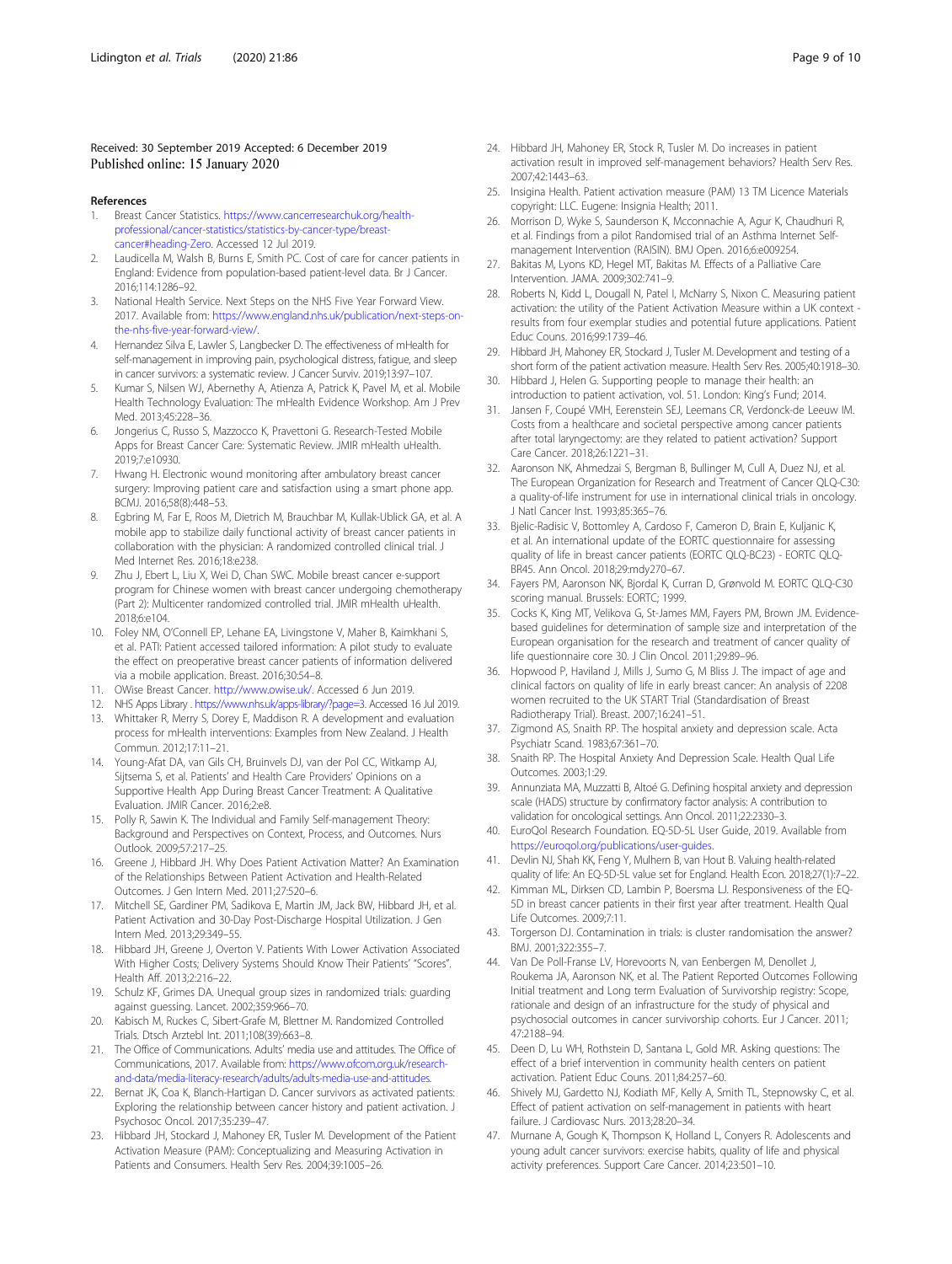Received: 30 September 2019 Accepted: 6 December 2019
Published online: 15 January 2020

## References

1. Breast Cancer Statistics. https://www.cancerresearchuk.org/health-professional/cancer-statistics/statistics-by-cancer-type/breast-cancer#heading-Zero. Accessed 12 Jul 2019.
2. Laudicella M, Walsh B, Burns E, Smith PC. Cost of care for cancer patients in England: Evidence from population-based patient-level data. Br J Cancer. 2016;114:1286–92.
3. National Health Service. Next Steps on the NHS Five Year Forward View. 2017. Available from: https://www.england.nhs.uk/publication/next-steps-on-the-nhs-five-year-forward-view/.
4. Hernandez Silva E, Lawler S, Langbecker D. The effectiveness of mHealth for self-management in improving pain, psychological distress, fatigue, and sleep in cancer survivors: a systematic review. J Cancer Surviv. 2019;13:97–107.
5. Kumar S, Nilsen WJ, Abernethy A, Atienza A, Patrick K, Pavel M, et al. Mobile Health Technology Evaluation: The mHealth Evidence Workshop. Am J Prev Med. 2013;45:228–36.
6. Jongerius C, Russo S, Mazzocco K, Pravettoni G. Research-Tested Mobile Apps for Breast Cancer Care: Systematic Review. JMIR mHealth uHealth. 2019;7:e10930.
7. Hwang H. Electronic wound monitoring after ambulatory breast cancer surgery: Improving patient care and satisfaction using a smart phone app. BCMJ. 2016;58(8):448–53.
8. Egbring M, Far E, Roos M, Dietrich M, Brauchbar M, Kullak-Ublick GA, et al. A mobile app to stabilize daily functional activity of breast cancer patients in collaboration with the physician: A randomized controlled clinical trial. J Med Internet Res. 2016;18:e238.
9. Zhu J, Ebert L, Liu X, Wei D, Chan SWC. Mobile breast cancer e-support program for Chinese women with breast cancer undergoing chemotherapy (Part 2): Multicenter randomized controlled trial. JMIR mHealth uHealth. 2018;6:e104.
10. Foley NM, O'Connell EP, Lehane EA, Livingstone V, Maher B, Kaimkhani S, et al. PATI: Patient accessed tailored information: A pilot study to evaluate the effect on preoperative breast cancer patients of information delivered via a mobile application. Breast. 2016;30:54–8.
11. OWise Breast Cancer. http://www.owise.uk/. Accessed 6 Jun 2019.
12. NHS Apps Library . https://www.nhs.uk/apps-library/?page=3. Accessed 16 Jul 2019.
13. Whittaker R, Merry S, Dorey E, Maddison R. A development and evaluation process for mHealth interventions: Examples from New Zealand. J Health Commun. 2012;17:11–21.
14. Young-Afat DA, van Gils CH, Bruinvels DJ, van der Pol CC, Witkamp AJ, Sijtsema S, et al. Patients' and Health Care Providers' Opinions on a Supportive Health App During Breast Cancer Treatment: A Qualitative Evaluation. JMIR Cancer. 2016;2:e8.
15. Polly R, Sawin K. The Individual and Family Self-management Theory: Background and Perspectives on Context, Process, and Outcomes. Nurs Outlook. 2009;57:217–25.
16. Greene J, Hibbard JH. Why Does Patient Activation Matter? An Examination of the Relationships Between Patient Activation and Health-Related Outcomes. J Gen Intern Med. 2011;27:520–6.
17. Mitchell SE, Gardiner PM, Sadikova E, Martin JM, Jack BW, Hibbard JH, et al. Patient Activation and 30-Day Post-Discharge Hospital Utilization. J Gen Intern Med. 2013;29:349–55.
18. Hibbard JH, Greene J, Overton V. Patients With Lower Activation Associated With Higher Costs; Delivery Systems Should Know Their Patients' "Scores". Health Aff. 2013;2:216–22.
19. Schulz KF, Grimes DA. Unequal group sizes in randomized trials: guarding against guessing. Lancet. 2002;359:966–70.
20. Kabisch M, Ruckes C, Sibert-Grafe M, Blettner M. Randomized Controlled Trials. Dtsch Arztebl Int. 2011;108(39):663–8.
21. The Office of Communications. Adults' media use and attitudes. The Office of Communications, 2017. Available from: https://www.ofcom.org.uk/research-and-data/media-literacy-research/adults/adults-media-use-and-attitudes.
22. Bernat JK, Coa K, Blanch-Hartigan D. Cancer survivors as activated patients: Exploring the relationship between cancer history and patient activation. J Psychosoc Oncol. 2017;35:239–47.
23. Hibbard JH, Stockard J, Mahoney ER, Tusler M. Development of the Patient Activation Measure (PAM): Conceptualizing and Measuring Activation in Patients and Consumers. Health Serv Res. 2004;39:1005–26.
24. Hibbard JH, Mahoney ER, Stock R, Tusler M. Do increases in patient activation result in improved self-management behaviors? Health Serv Res. 2007;42:1443–63.
25. Insigina Health. Patient activation measure (PAM) 13 TM Licence Materials copyright: LLC. Eugene: Insignia Health; 2011.
26. Morrison D, Wyke S, Saunderson K, Mcconnachie A, Agur K, Chaudhuri R, et al. Findings from a pilot Randomised trial of an Asthma Internet Self-management Intervention (RAISIN). BMJ Open. 2016;6:e009254.
27. Bakitas M, Lyons KD, Hegel MT, Bakitas M. Effects of a Palliative Care Intervention. JAMA. 2009;302:741–9.
28. Roberts N, Kidd L, Dougall N, Patel I, McNarry S, Nixon C. Measuring patient activation: the utility of the Patient Activation Measure within a UK context - results from four exemplar studies and potential future applications. Patient Educ Couns. 2016;99:1739–46.
29. Hibbard JH, Mahoney ER, Stockard J, Tusler M. Development and testing of a short form of the patient activation measure. Health Serv Res. 2005;40:1918–30.
30. Hibbard J, Helen G. Supporting people to manage their health: an introduction to patient activation, vol. 51. London: King's Fund; 2014.
31. Jansen F, Coupé VMH, Eerenstein SEJ, Leemans CR, Verdonck-de Leeuw IM. Costs from a healthcare and societal perspective among cancer patients after total laryngectomy: are they related to patient activation? Support Care Cancer. 2018;26:1221–31.
32. Aaronson NK, Ahmedzai S, Bergman B, Bullinger M, Cull A, Duez NJ, et al. The European Organization for Research and Treatment of Cancer QLQ-C30: a quality-of-life instrument for use in international clinical trials in oncology. J Natl Cancer Inst. 1993;85:365–76.
33. Bjelic-Radisic V, Bottomley A, Cardoso F, Cameron D, Brain E, Kuljanic K, et al. An international update of the EORTC questionnaire for assessing quality of life in breast cancer patients (EORTC QLQ-BC23) - EORTC QLQ-BR45. Ann Oncol. 2018;29:mdy270–67.
34. Fayers PM, Aaronson NK, Bjordal K, Curran D, Grønvold M. EORTC QLQ-C30 scoring manual. Brussels: EORTC; 1999.
35. Cocks K, King MT, Velikova G, St-James MM, Fayers PM, Brown JM. Evidence-based guidelines for determination of sample size and interpretation of the European organisation for the research and treatment of cancer quality of life questionnaire core 30. J Clin Oncol. 2011;29:89–96.
36. Hopwood P, Haviland J, Mills J, Sumo G, M Bliss J. The impact of age and clinical factors on quality of life in early breast cancer: An analysis of 2208 women recruited to the UK START Trial (Standardisation of Breast Radiotherapy Trial). Breast. 2007;16:241–51.
37. Zigmond AS, Snaith RP. The hospital anxiety and depression scale. Acta Psychiatr Scand. 1983;67:361–70.
38. Snaith RP. The Hospital Anxiety And Depression Scale. Health Qual Life Outcomes. 2003;1:29.
39. Annunziata MA, Muzzatti B, Altoé G. Defining hospital anxiety and depression scale (HADS) structure by confirmatory factor analysis: A contribution to validation for oncological settings. Ann Oncol. 2011;22:2330–3.
40. EuroQol Research Foundation. EQ-5D-5L User Guide, 2019. Available from https://euroqol.org/publications/user-guides.
41. Devlin NJ, Shah KK, Feng Y, Mulhern B, van Hout B. Valuing health-related quality of life: An EQ-5D-5L value set for England. Health Econ. 2018;27(1):7–22.
42. Kimman ML, Dirksen CD, Lambin P, Boersma LJ. Responsiveness of the EQ-5D in breast cancer patients in their first year after treatment. Health Qual Life Outcomes. 2009;7:11.
43. Torgerson DJ. Contamination in trials: is cluster randomisation the answer? BMJ. 2001;322:355–7.
44. Van De Poll-Franse LV, Horevoorts N, van Eenbergen M, Denollet J, Roukema JA, Aaronson NK, et al. The Patient Reported Outcomes Following Initial treatment and Long term Evaluation of Survivorship registry: Scope, rationale and design of an infrastructure for the study of physical and psychosocial outcomes in cancer survivorship cohorts. Eur J Cancer. 2011; 47:2188–94.
45. Deen D, Lu WH, Rothstein D, Santana L, Gold MR. Asking questions: The effect of a brief intervention in community health centers on patient activation. Patient Educ Couns. 2011;84:257–60.
46. Shively MJ, Gardetto NJ, Kodiath MF, Kelly A, Smith TL, Stepnowsky C, et al. Effect of patient activation on self-management in patients with heart failure. J Cardiovasc Nurs. 2013;28:20–34.
47. Murnane A, Gough K, Thompson K, Holland L, Conyers R. Adolescents and young adult cancer survivors: exercise habits, quality of life and physical activity preferences. Support Care Cancer. 2014;23:501–10.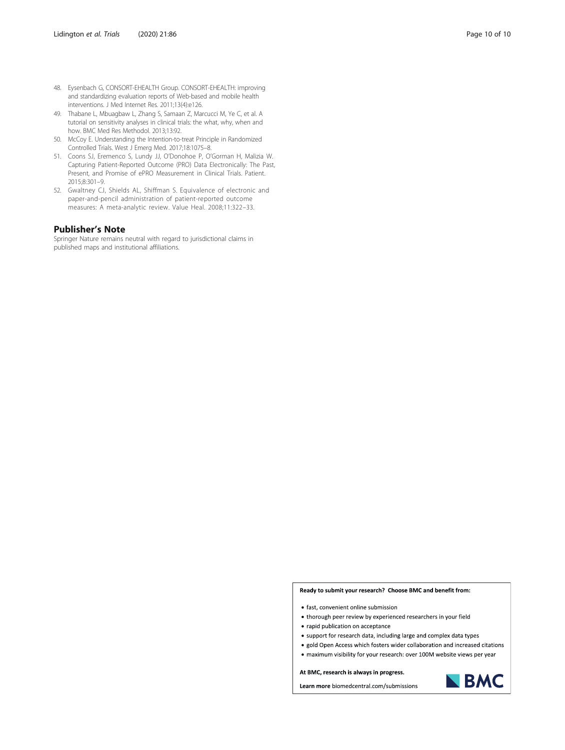48. Eysenbach G, CONSORT-EHEALTH Group. CONSORT-EHEALTH: improving and standardizing evaluation reports of Web-based and mobile health interventions. J Med Internet Res. 2011;13(4):e126.
49. Thabane L, Mbuagbaw L, Zhang S, Samaan Z, Marcucci M, Ye C, et al. A tutorial on sensitivity analyses in clinical trials: the what, why, when and how. BMC Med Res Methodol. 2013;13:92.
50. McCoy E. Understanding the Intention-to-treat Principle in Randomized Controlled Trials. West J Emerg Med. 2017;18:1075–8.
51. Coons SJ, Eremenco S, Lundy JJ, O'Donohoe P, O'Gorman H, Malizia W. Capturing Patient-Reported Outcome (PRO) Data Electronically: The Past, Present, and Promise of ePRO Measurement in Clinical Trials. Patient. 2015;8:301–9.
52. Gwaltney CJ, Shields AL, Shiffman S. Equivalence of electronic and paper-and-pencil administration of patient-reported outcome measures: A meta-analytic review. Value Heal. 2008;11:322–33.

## Publisher's Note

Springer Nature remains neutral with regard to jurisdictional claims in published maps and institutional affiliations.

**Ready to submit your research? Choose BMC and benefit from:**

- fast, convenient online submission
- thorough peer review by experienced researchers in your field
- rapid publication on acceptance
- support for research data, including large and complex data types
- gold Open Access which fosters wider collaboration and increased citations
- maximum visibility for your research: over 100M website views per year

**At BMC, research is always in progress.**

**Learn more** biomedcentral.com/submissions

BMC